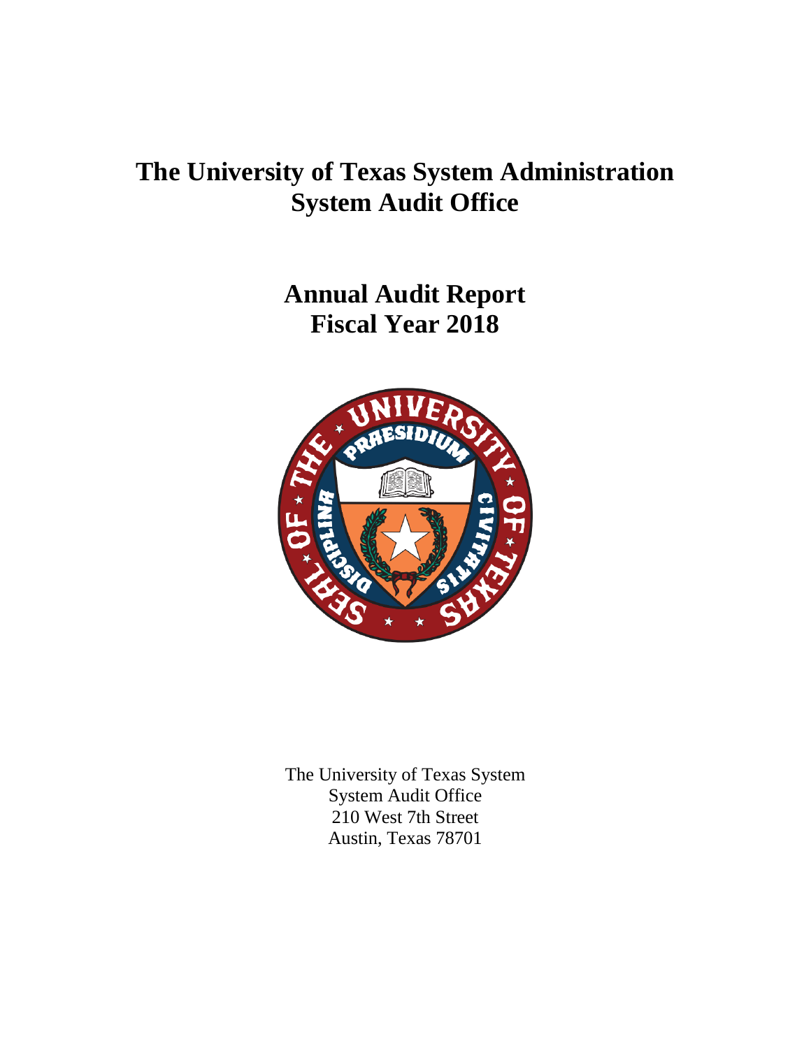# The University of Texas System Administration
# System Audit Office

## Annual Audit Report
## Fiscal Year 2018

The University of Texas System
System Audit Office
210 West 7th Street
Austin, Texas 78701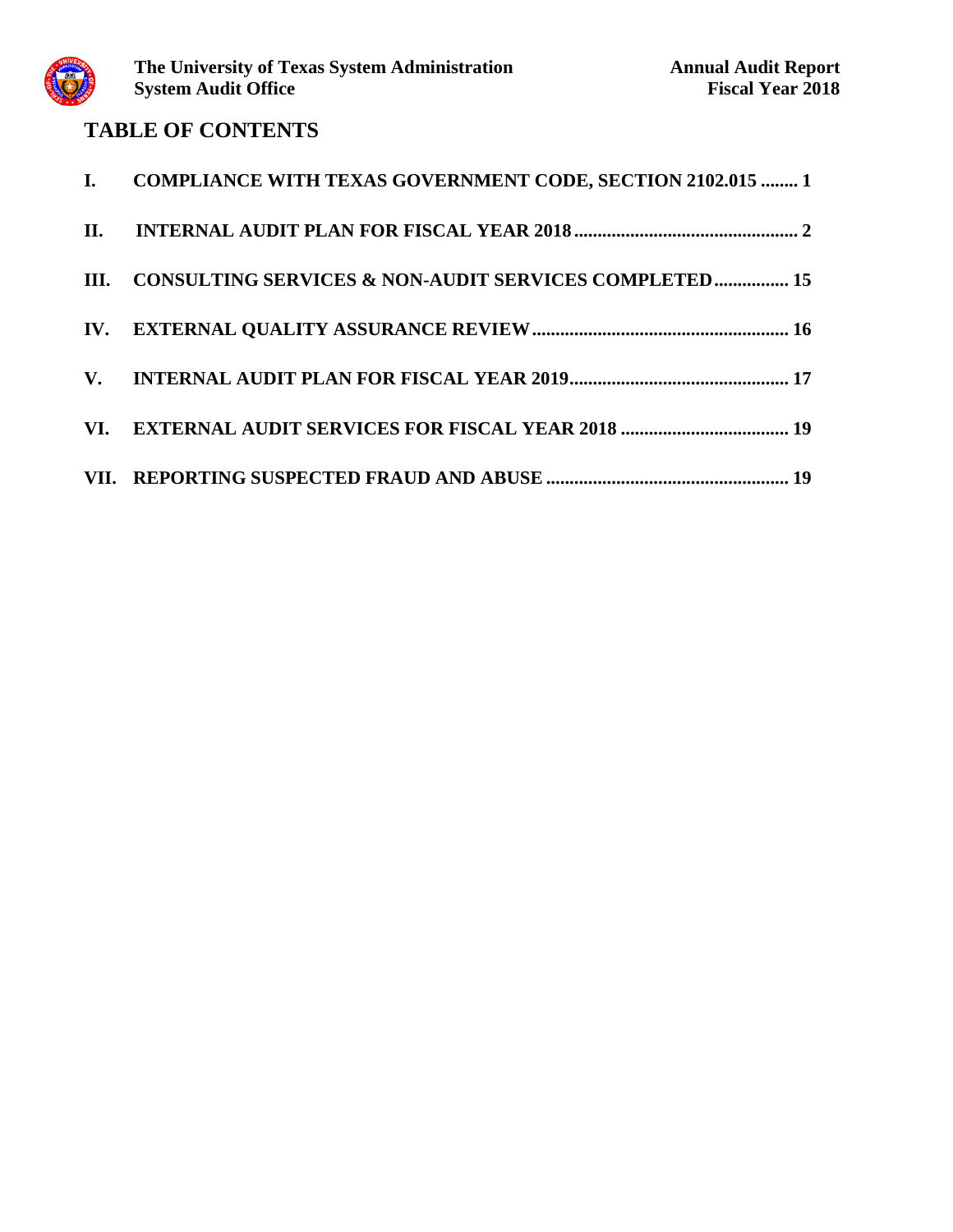## TABLE OF CONTENTS

**I. COMPLIANCE WITH TEXAS GOVERNMENT CODE, SECTION 2102.015 ........ 1**

**II. INTERNAL AUDIT PLAN FOR FISCAL YEAR 2018 ................................................ 2**

**III. CONSULTING SERVICES & NON-AUDIT SERVICES COMPLETED ................ 15**

**IV. EXTERNAL QUALITY ASSURANCE REVIEW ...................................................... 16**

**V. INTERNAL AUDIT PLAN FOR FISCAL YEAR 2019 .............................................. 17**

**VI. EXTERNAL AUDIT SERVICES FOR FISCAL YEAR 2018 .................................... 19**

**VII. REPORTING SUSPECTED FRAUD AND ABUSE .................................................... 19**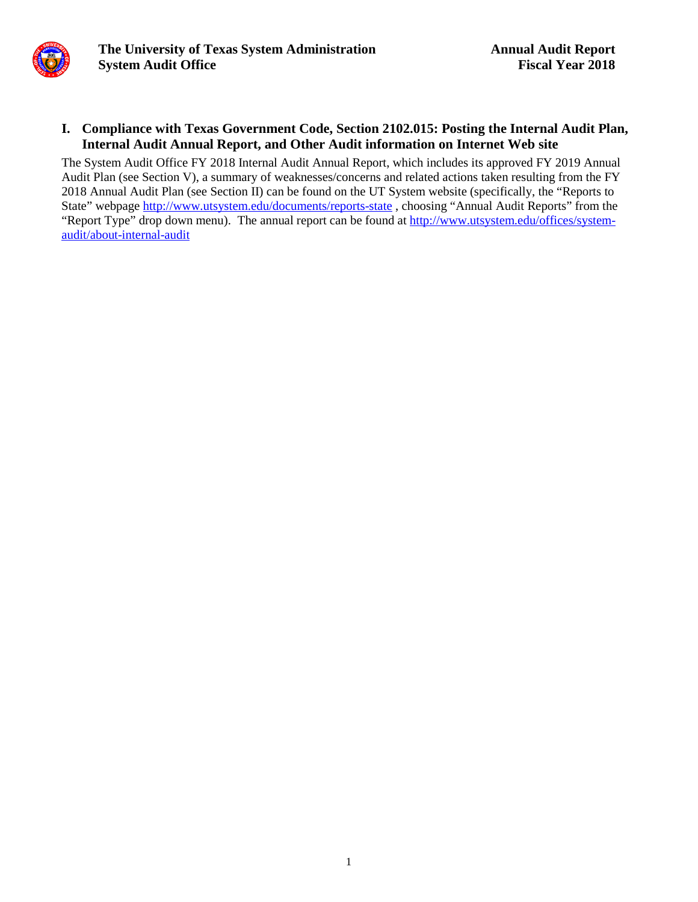## I. Compliance with Texas Government Code, Section 2102.015: Posting the Internal Audit Plan, Internal Audit Annual Report, and Other Audit information on Internet Web site

The System Audit Office FY 2018 Internal Audit Annual Report, which includes its approved FY 2019 Annual Audit Plan (see Section V), a summary of weaknesses/concerns and related actions taken resulting from the FY 2018 Annual Audit Plan (see Section II) can be found on the UT System website (specifically, the "Reports to State" webpage http://www.utsystem.edu/documents/reports-state , choosing "Annual Audit Reports" from the "Report Type" drop down menu). The annual report can be found at http://www.utsystem.edu/offices/system-audit/about-internal-audit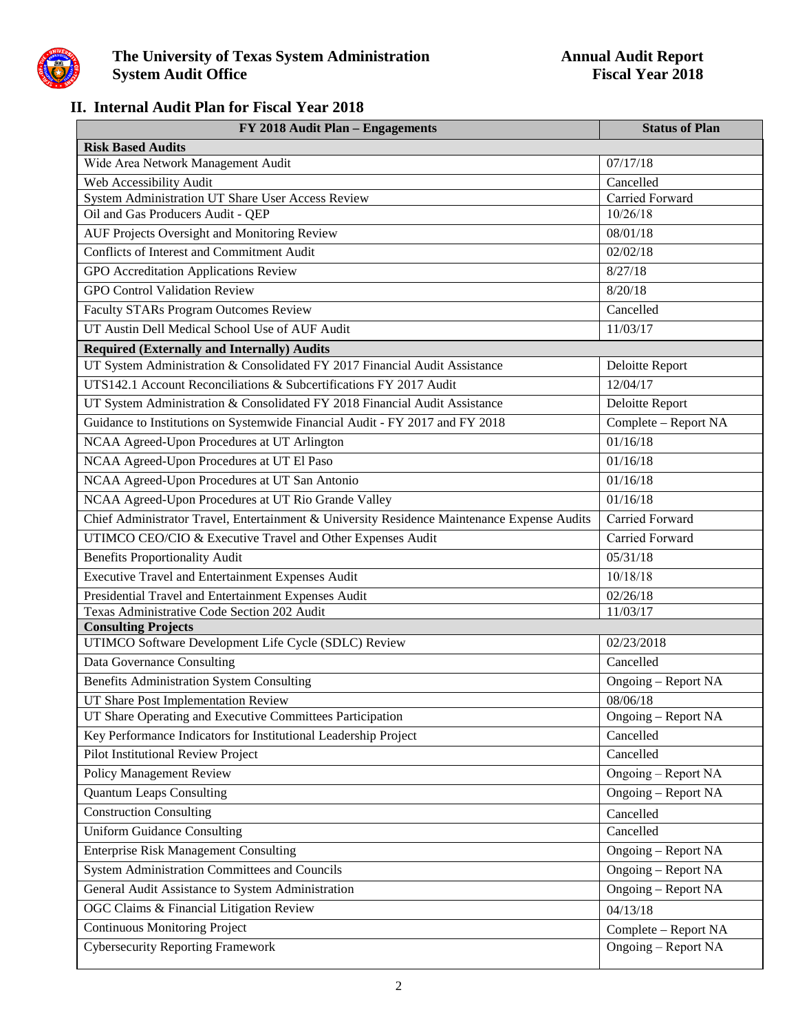## II. Internal Audit Plan for Fiscal Year 2018

| FY 2018 Audit Plan – Engagements | Status of Plan |
|---|---|
| **Risk Based Audits** | |
| Wide Area Network Management Audit | 07/17/18 |
| Web Accessibility Audit | Cancelled |
| System Administration UT Share User Access Review | Carried Forward |
| Oil and Gas Producers Audit - QEP | 10/26/18 |
| AUF Projects Oversight and Monitoring Review | 08/01/18 |
| Conflicts of Interest and Commitment Audit | 02/02/18 |
| GPO Accreditation Applications Review | 8/27/18 |
| GPO Control Validation Review | 8/20/18 |
| Faculty STARs Program Outcomes Review | Cancelled |
| UT Austin Dell Medical School Use of AUF Audit | 11/03/17 |
| **Required (Externally and Internally) Audits** | |
| UT System Administration & Consolidated FY 2017 Financial Audit Assistance | Deloitte Report |
| UTS142.1 Account Reconciliations & Subcertifications FY 2017 Audit | 12/04/17 |
| UT System Administration & Consolidated FY 2018 Financial Audit Assistance | Deloitte Report |
| Guidance to Institutions on Systemwide Financial Audit - FY 2017 and FY 2018 | Complete – Report NA |
| NCAA Agreed-Upon Procedures at UT Arlington | 01/16/18 |
| NCAA Agreed-Upon Procedures at UT El Paso | 01/16/18 |
| NCAA Agreed-Upon Procedures at UT San Antonio | 01/16/18 |
| NCAA Agreed-Upon Procedures at UT Rio Grande Valley | 01/16/18 |
| Chief Administrator Travel, Entertainment & University Residence Maintenance Expense Audits | Carried Forward |
| UTIMCO CEO/CIO & Executive Travel and Other Expenses Audit | Carried Forward |
| Benefits Proportionality Audit | 05/31/18 |
| Executive Travel and Entertainment Expenses Audit | 10/18/18 |
| Presidential Travel and Entertainment Expenses Audit | 02/26/18 |
| Texas Administrative Code Section 202 Audit | 11/03/17 |
| **Consulting Projects** | |
| UTIMCO Software Development Life Cycle (SDLC) Review | 02/23/2018 |
| Data Governance Consulting | Cancelled |
| Benefits Administration System Consulting | Ongoing – Report NA |
| UT Share Post Implementation Review | 08/06/18 |
| UT Share Operating and Executive Committees Participation | Ongoing – Report NA |
| Key Performance Indicators for Institutional Leadership Project | Cancelled |
| Pilot Institutional Review Project | Cancelled |
| Policy Management Review | Ongoing – Report NA |
| Quantum Leaps Consulting | Ongoing – Report NA |
| Construction Consulting | Cancelled |
| Uniform Guidance Consulting | Cancelled |
| Enterprise Risk Management Consulting | Ongoing – Report NA |
| System Administration Committees and Councils | Ongoing – Report NA |
| General Audit Assistance to System Administration | Ongoing – Report NA |
| OGC Claims & Financial Litigation Review | 04/13/18 |
| Continuous Monitoring Project | Complete – Report NA |
| Cybersecurity Reporting Framework | Ongoing – Report NA |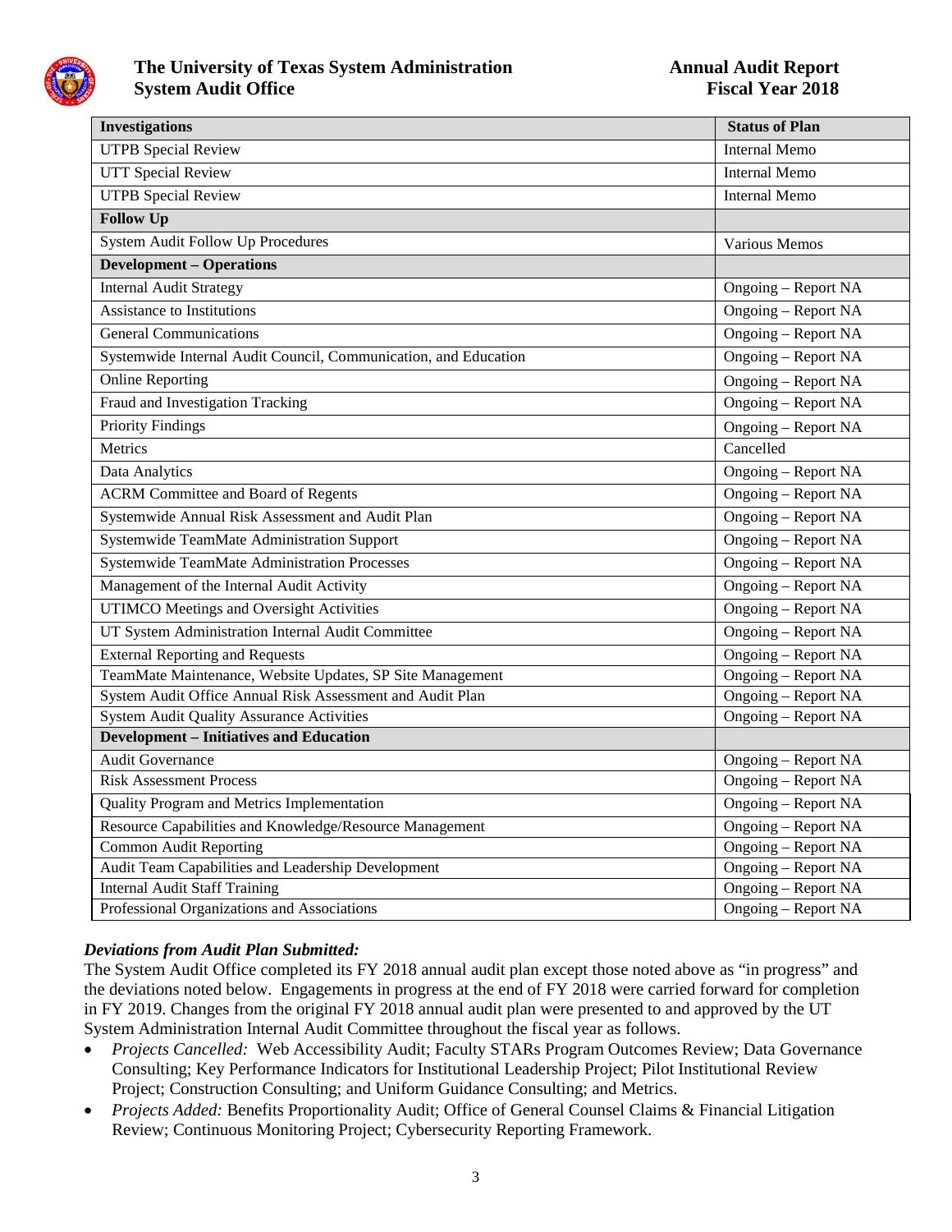| Investigations | Status of Plan |
|---|---|
| UTPB Special Review | Internal Memo |
| UTT Special Review | Internal Memo |
| UTPB Special Review | Internal Memo |
| **Follow Up** | |
| System Audit Follow Up Procedures | Various Memos |
| **Development – Operations** | |
| Internal Audit Strategy | Ongoing – Report NA |
| Assistance to Institutions | Ongoing – Report NA |
| General Communications | Ongoing – Report NA |
| Systemwide Internal Audit Council, Communication, and Education | Ongoing – Report NA |
| Online Reporting | Ongoing – Report NA |
| Fraud and Investigation Tracking | Ongoing – Report NA |
| Priority Findings | Ongoing – Report NA |
| Metrics | Cancelled |
| Data Analytics | Ongoing – Report NA |
| ACRM Committee and Board of Regents | Ongoing – Report NA |
| Systemwide Annual Risk Assessment and Audit Plan | Ongoing – Report NA |
| Systemwide TeamMate Administration Support | Ongoing – Report NA |
| Systemwide TeamMate Administration Processes | Ongoing – Report NA |
| Management of the Internal Audit Activity | Ongoing – Report NA |
| UTIMCO Meetings and Oversight Activities | Ongoing – Report NA |
| UT System Administration Internal Audit Committee | Ongoing – Report NA |
| External Reporting and Requests | Ongoing – Report NA |
| TeamMate Maintenance, Website Updates, SP Site Management | Ongoing – Report NA |
| System Audit Office Annual Risk Assessment and Audit Plan | Ongoing – Report NA |
| System Audit Quality Assurance Activities | Ongoing – Report NA |
| **Development – Initiatives and Education** | |
| Audit Governance | Ongoing – Report NA |
| Risk Assessment Process | Ongoing – Report NA |
| Quality Program and Metrics Implementation | Ongoing – Report NA |
| Resource Capabilities and Knowledge/Resource Management | Ongoing – Report NA |
| Common Audit Reporting | Ongoing – Report NA |
| Audit Team Capabilities and Leadership Development | Ongoing – Report NA |
| Internal Audit Staff Training | Ongoing – Report NA |
| Professional Organizations and Associations | Ongoing – Report NA |

***Deviations from Audit Plan Submitted:***

The System Audit Office completed its FY 2018 annual audit plan except those noted above as "in progress" and the deviations noted below. Engagements in progress at the end of FY 2018 were carried forward for completion in FY 2019. Changes from the original FY 2018 annual audit plan were presented to and approved by the UT System Administration Internal Audit Committee throughout the fiscal year as follows.

- *Projects Cancelled:* Web Accessibility Audit; Faculty STARs Program Outcomes Review; Data Governance Consulting; Key Performance Indicators for Institutional Leadership Project; Pilot Institutional Review Project; Construction Consulting; and Uniform Guidance Consulting; and Metrics.
- *Projects Added:* Benefits Proportionality Audit; Office of General Counsel Claims & Financial Litigation Review; Continuous Monitoring Project; Cybersecurity Reporting Framework.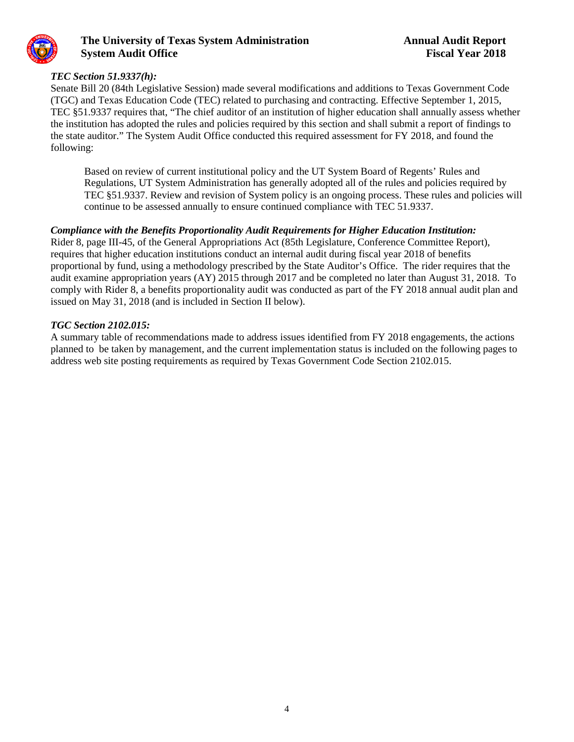### *TEC Section 51.9337(h):*

Senate Bill 20 (84th Legislative Session) made several modifications and additions to Texas Government Code (TGC) and Texas Education Code (TEC) related to purchasing and contracting. Effective September 1, 2015, TEC §51.9337 requires that, "The chief auditor of an institution of higher education shall annually assess whether the institution has adopted the rules and policies required by this section and shall submit a report of findings to the state auditor." The System Audit Office conducted this required assessment for FY 2018, and found the following:

> Based on review of current institutional policy and the UT System Board of Regents' Rules and Regulations, UT System Administration has generally adopted all of the rules and policies required by TEC §51.9337. Review and revision of System policy is an ongoing process. These rules and policies will continue to be assessed annually to ensure continued compliance with TEC 51.9337.

### *Compliance with the Benefits Proportionality Audit Requirements for Higher Education Institution:*

Rider 8, page III-45, of the General Appropriations Act (85th Legislature, Conference Committee Report), requires that higher education institutions conduct an internal audit during fiscal year 2018 of benefits proportional by fund, using a methodology prescribed by the State Auditor's Office. The rider requires that the audit examine appropriation years (AY) 2015 through 2017 and be completed no later than August 31, 2018. To comply with Rider 8, a benefits proportionality audit was conducted as part of the FY 2018 annual audit plan and issued on May 31, 2018 (and is included in Section II below).

### *TGC Section 2102.015:*

A summary table of recommendations made to address issues identified from FY 2018 engagements, the actions planned to be taken by management, and the current implementation status is included on the following pages to address web site posting requirements as required by Texas Government Code Section 2102.015.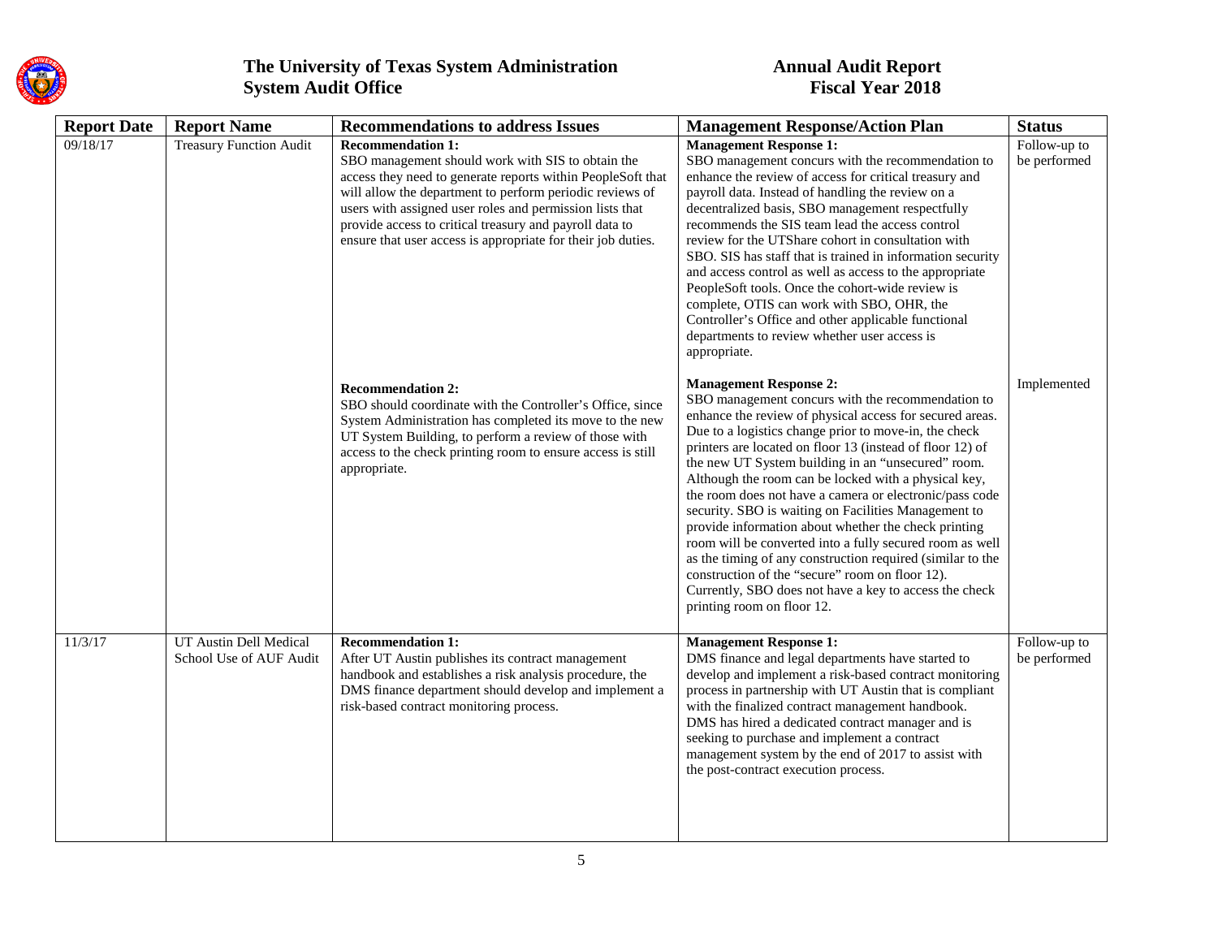| Report Date | Report Name | Recommendations to address Issues | Management Response/Action Plan | Status |
|---|---|---|---|---|
| 09/18/17 | Treasury Function Audit | **Recommendation 1:** SBO management should work with SIS to obtain the access they need to generate reports within PeopleSoft that will allow the department to perform periodic reviews of users with assigned user roles and permission lists that provide access to critical treasury and payroll data to ensure that user access is appropriate for their job duties. | **Management Response 1:** SBO management concurs with the recommendation to enhance the review of access for critical treasury and payroll data. Instead of handling the review on a decentralized basis, SBO management respectfully recommends the SIS team lead the access control review for the UTShare cohort in consultation with SBO. SIS has staff that is trained in information security and access control as well as access to the appropriate PeopleSoft tools. Once the cohort-wide review is complete, OTIS can work with SBO, OHR, the Controller's Office and other applicable functional departments to review whether user access is appropriate. | Follow-up to be performed |
| | | **Recommendation 2:** SBO should coordinate with the Controller's Office, since System Administration has completed its move to the new UT System Building, to perform a review of those with access to the check printing room to ensure access is still appropriate. | **Management Response 2:** SBO management concurs with the recommendation to enhance the review of physical access for secured areas. Due to a logistics change prior to move-in, the check printers are located on floor 13 (instead of floor 12) of the new UT System building in an "unsecured" room. Although the room can be locked with a physical key, the room does not have a camera or electronic/pass code security. SBO is waiting on Facilities Management to provide information about whether the check printing room will be converted into a fully secured room as well as the timing of any construction required (similar to the construction of the "secure" room on floor 12). Currently, SBO does not have a key to access the check printing room on floor 12. | Implemented |
| 11/3/17 | UT Austin Dell Medical School Use of AUF Audit | **Recommendation 1:** After UT Austin publishes its contract management handbook and establishes a risk analysis procedure, the DMS finance department should develop and implement a risk-based contract monitoring process. | **Management Response 1:** DMS finance and legal departments have started to develop and implement a risk-based contract monitoring process in partnership with UT Austin that is compliant with the finalized contract management handbook. DMS has hired a dedicated contract manager and is seeking to purchase and implement a contract management system by the end of 2017 to assist with the post-contract execution process. | Follow-up to be performed |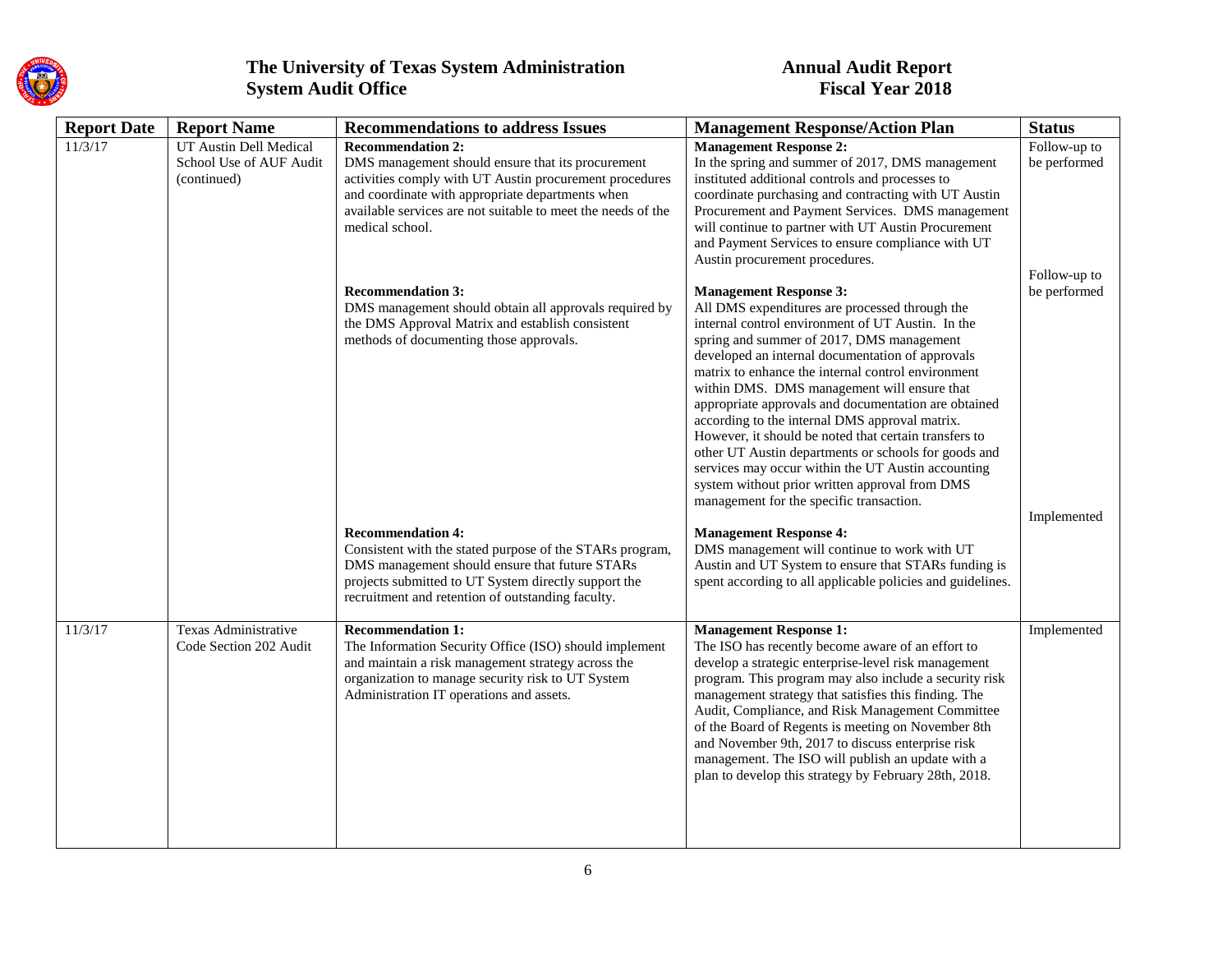| Report Date | Report Name | Recommendations to address Issues | Management Response/Action Plan | Status |
|---|---|---|---|---|
| 11/3/17 | UT Austin Dell Medical School Use of AUF Audit (continued) | **Recommendation 2:** DMS management should ensure that its procurement activities comply with UT Austin procurement procedures and coordinate with appropriate departments when available services are not suitable to meet the needs of the medical school. | **Management Response 2:** In the spring and summer of 2017, DMS management instituted additional controls and processes to coordinate purchasing and contracting with UT Austin Procurement and Payment Services. DMS management will continue to partner with UT Austin Procurement and Payment Services to ensure compliance with UT Austin procurement procedures. | Follow-up to be performed |
| | | **Recommendation 3:** DMS management should obtain all approvals required by the DMS Approval Matrix and establish consistent methods of documenting those approvals. | **Management Response 3:** All DMS expenditures are processed through the internal control environment of UT Austin. In the spring and summer of 2017, DMS management developed an internal documentation of approvals matrix to enhance the internal control environment within DMS. DMS management will ensure that appropriate approvals and documentation are obtained according to the internal DMS approval matrix. However, it should be noted that certain transfers to other UT Austin departments or schools for goods and services may occur within the UT Austin accounting system without prior written approval from DMS management for the specific transaction. | Follow-up to be performed |
| | | **Recommendation 4:** Consistent with the stated purpose of the STARs program, DMS management should ensure that future STARs projects submitted to UT System directly support the recruitment and retention of outstanding faculty. | **Management Response 4:** DMS management will continue to work with UT Austin and UT System to ensure that STARs funding is spent according to all applicable policies and guidelines. | Implemented |
| 11/3/17 | Texas Administrative Code Section 202 Audit | **Recommendation 1:** The Information Security Office (ISO) should implement and maintain a risk management strategy across the organization to manage security risk to UT System Administration IT operations and assets. | **Management Response 1:** The ISO has recently become aware of an effort to develop a strategic enterprise-level risk management program. This program may also include a security risk management strategy that satisfies this finding. The Audit, Compliance, and Risk Management Committee of the Board of Regents is meeting on November 8th and November 9th, 2017 to discuss enterprise risk management. The ISO will publish an update with a plan to develop this strategy by February 28th, 2018. | Implemented |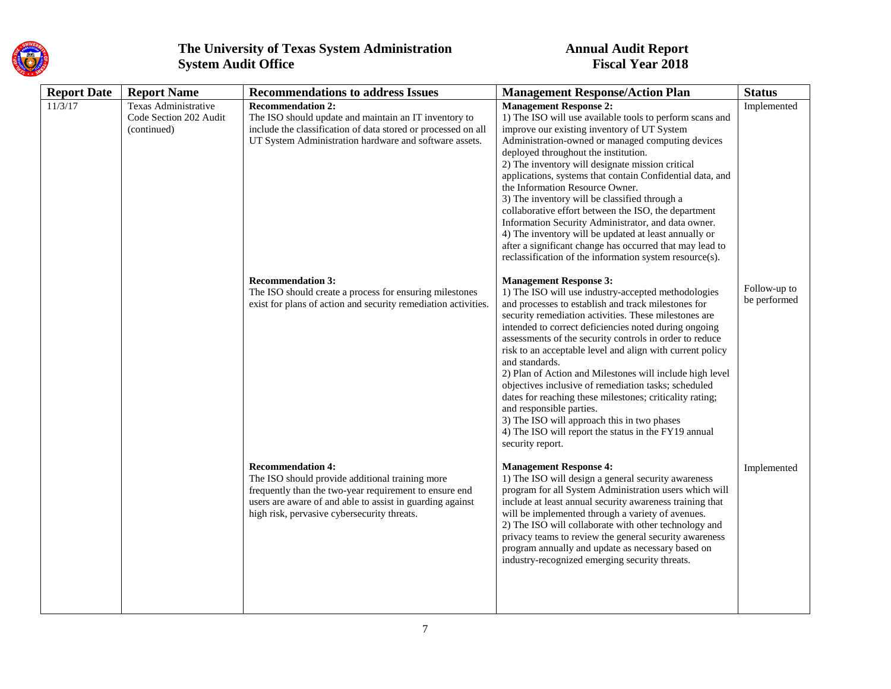| Report Date | Report Name | Recommendations to address Issues | Management Response/Action Plan | Status |
|---|---|---|---|---|
| 11/3/17 | Texas Administrative Code Section 202 Audit (continued) | **Recommendation 2:**<br>The ISO should update and maintain an IT inventory to include the classification of data stored or processed on all UT System Administration hardware and software assets. | **Management Response 2:**<br>1) The ISO will use available tools to perform scans and improve our existing inventory of UT System Administration-owned or managed computing devices deployed throughout the institution.<br>2) The inventory will designate mission critical applications, systems that contain Confidential data, and the Information Resource Owner.<br>3) The inventory will be classified through a collaborative effort between the ISO, the department Information Security Administrator, and data owner.<br>4) The inventory will be updated at least annually or after a significant change has occurred that may lead to reclassification of the information system resource(s). | Implemented |
| | | **Recommendation 3:**<br>The ISO should create a process for ensuring milestones exist for plans of action and security remediation activities. | **Management Response 3:**<br>1) The ISO will use industry-accepted methodologies and processes to establish and track milestones for security remediation activities. These milestones are intended to correct deficiencies noted during ongoing assessments of the security controls in order to reduce risk to an acceptable level and align with current policy and standards.<br>2) Plan of Action and Milestones will include high level objectives inclusive of remediation tasks; scheduled dates for reaching these milestones; criticality rating; and responsible parties.<br>3) The ISO will approach this in two phases<br>4) The ISO will report the status in the FY19 annual security report. | Follow-up to be performed |
| | | **Recommendation 4:**<br>The ISO should provide additional training more frequently than the two-year requirement to ensure end users are aware of and able to assist in guarding against high risk, pervasive cybersecurity threats. | **Management Response 4:**<br>1) The ISO will design a general security awareness program for all System Administration users which will include at least annual security awareness training that will be implemented through a variety of avenues.<br>2) The ISO will collaborate with other technology and privacy teams to review the general security awareness program annually and update as necessary based on industry-recognized emerging security threats. | Implemented |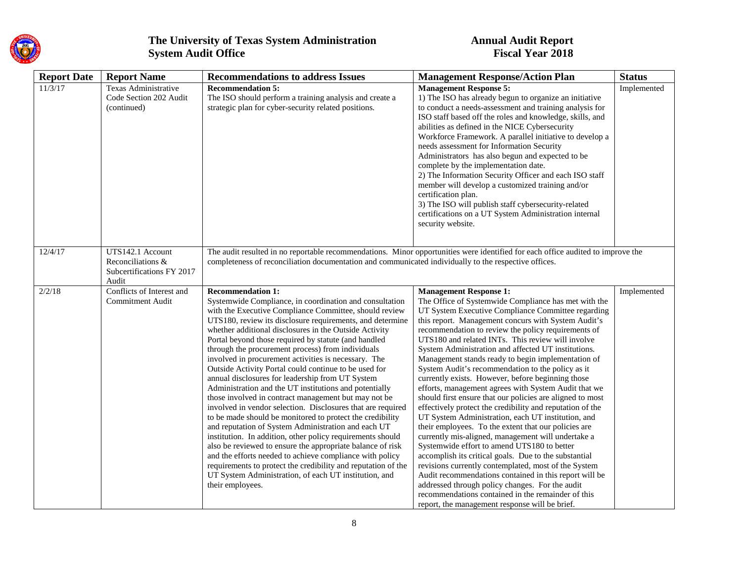| Report Date | Report Name | Recommendations to address Issues | Management Response/Action Plan | Status |
|---|---|---|---|---|
| 11/3/17 | Texas Administrative Code Section 202 Audit (continued) | **Recommendation 5:** The ISO should perform a training analysis and create a strategic plan for cyber-security related positions. | **Management Response 5:** 1) The ISO has already begun to organize an initiative to conduct a needs-assessment and training analysis for ISO staff based off the roles and knowledge, skills, and abilities as defined in the NICE Cybersecurity Workforce Framework. A parallel initiative to develop a needs assessment for Information Security Administrators has also begun and expected to be complete by the implementation date. 2) The Information Security Officer and each ISO staff member will develop a customized training and/or certification plan. 3) The ISO will publish staff cybersecurity-related certifications on a UT System Administration internal security website. | Implemented |
| 12/4/17 | UTS142.1 Account Reconciliations & Subcertifications FY 2017 Audit | The audit resulted in no reportable recommendations. Minor opportunities were identified for each office audited to improve the completeness of reconciliation documentation and communicated individually to the respective offices. | | |
| 2/2/18 | Conflicts of Interest and Commitment Audit | **Recommendation 1:** Systemwide Compliance, in coordination and consultation with the Executive Compliance Committee, should review UTS180, review its disclosure requirements, and determine whether additional disclosures in the Outside Activity Portal beyond those required by statute (and handled through the procurement process) from individuals involved in procurement activities is necessary. The Outside Activity Portal could continue to be used for annual disclosures for leadership from UT System Administration and the UT institutions and potentially those involved in contract management but may not be involved in vendor selection. Disclosures that are required to be made should be monitored to protect the credibility and reputation of System Administration and each UT institution. In addition, other policy requirements should also be reviewed to ensure the appropriate balance of risk and the efforts needed to achieve compliance with policy requirements to protect the credibility and reputation of the UT System Administration, of each UT institution, and their employees. | **Management Response 1:** The Office of Systemwide Compliance has met with the UT System Executive Compliance Committee regarding this report. Management concurs with System Audit's recommendation to review the policy requirements of UTS180 and related INTs. This review will involve System Administration and affected UT institutions. Management stands ready to begin implementation of System Audit's recommendation to the policy as it currently exists. However, before beginning those efforts, management agrees with System Audit that we should first ensure that our policies are aligned to most effectively protect the credibility and reputation of the UT System Administration, each UT institution, and their employees. To the extent that our policies are currently mis-aligned, management will undertake a Systemwide effort to amend UTS180 to better accomplish its critical goals. Due to the substantial revisions currently contemplated, most of the System Audit recommendations contained in this report will be addressed through policy changes. For the audit recommendations contained in the remainder of this report, the management response will be brief. | Implemented |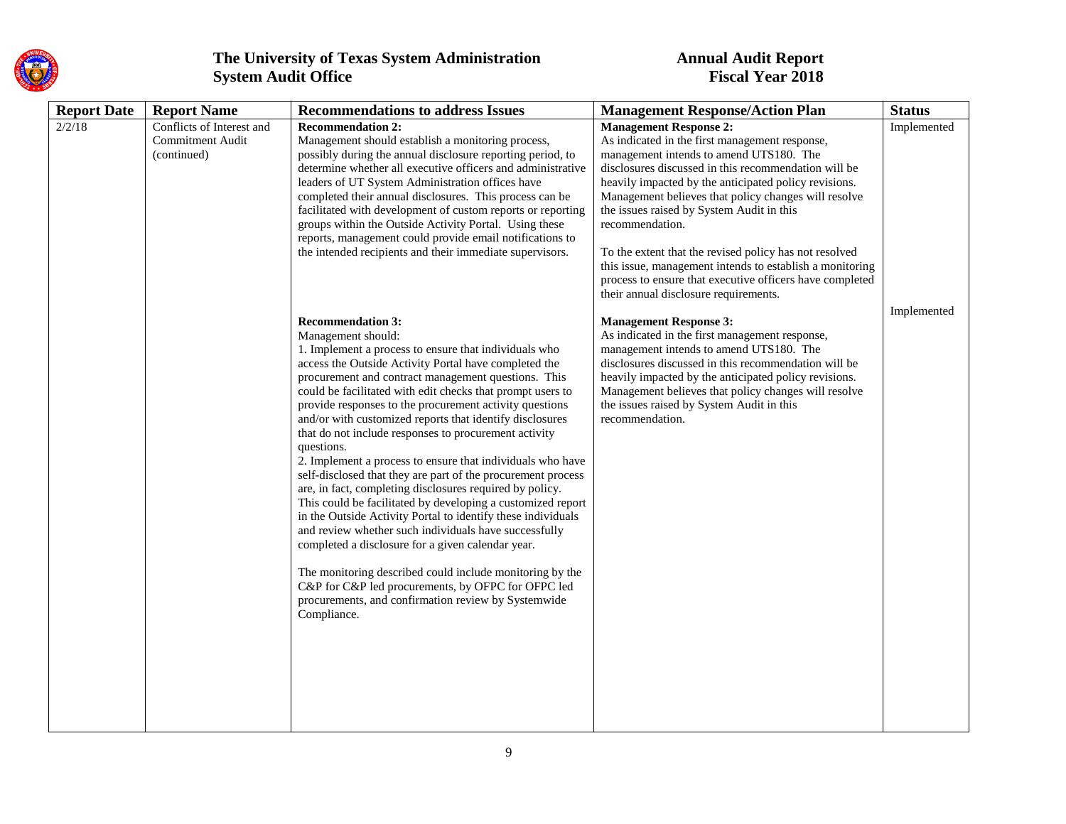# The University of Texas System Administration
## System Audit Office

# Annual Audit Report
## Fiscal Year 2018

| Report Date | Report Name | Recommendations to address Issues | Management Response/Action Plan | Status |
|---|---|---|---|---|
| 2/2/18 | Conflicts of Interest and Commitment Audit (continued) | **Recommendation 2:**<br>Management should establish a monitoring process, possibly during the annual disclosure reporting period, to determine whether all executive officers and administrative leaders of UT System Administration offices have completed their annual disclosures. This process can be facilitated with development of custom reports or reporting groups within the Outside Activity Portal. Using these reports, management could provide email notifications to the intended recipients and their immediate supervisors. | **Management Response 2:**<br>As indicated in the first management response, management intends to amend UTS180. The disclosures discussed in this recommendation will be heavily impacted by the anticipated policy revisions. Management believes that policy changes will resolve the issues raised by System Audit in this recommendation.<br><br>To the extent that the revised policy has not resolved this issue, management intends to establish a monitoring process to ensure that executive officers have completed their annual disclosure requirements. | Implemented |
| | | **Recommendation 3:**<br>Management should:<br>1. Implement a process to ensure that individuals who access the Outside Activity Portal have completed the procurement and contract management questions. This could be facilitated with edit checks that prompt users to provide responses to the procurement activity questions and/or with customized reports that identify disclosures that do not include responses to procurement activity questions.<br>2. Implement a process to ensure that individuals who have self-disclosed that they are part of the procurement process are, in fact, completing disclosures required by policy. This could be facilitated by developing a customized report in the Outside Activity Portal to identify these individuals and review whether such individuals have successfully completed a disclosure for a given calendar year.<br><br>The monitoring described could include monitoring by the C&P for C&P led procurements, by OFPC for OFPC led procurements, and confirmation review by Systemwide Compliance. | **Management Response 3:**<br>As indicated in the first management response, management intends to amend UTS180. The disclosures discussed in this recommendation will be heavily impacted by the anticipated policy revisions. Management believes that policy changes will resolve the issues raised by System Audit in this recommendation. | Implemented |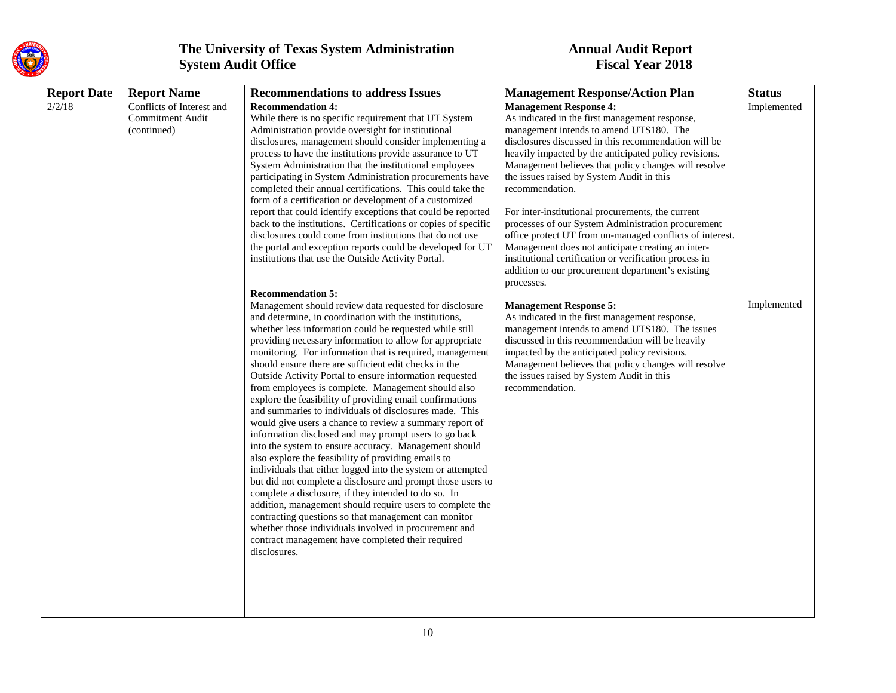| Report Date | Report Name | Recommendations to address Issues | Management Response/Action Plan | Status |
| --- | --- | --- | --- | --- |
| 2/2/18 | Conflicts of Interest and Commitment Audit (continued) | **Recommendation 4:** While there is no specific requirement that UT System Administration provide oversight for institutional disclosures, management should consider implementing a process to have the institutions provide assurance to UT System Administration that the institutional employees participating in System Administration procurements have completed their annual certifications. This could take the form of a certification or development of a customized report that could identify exceptions that could be reported back to the institutions. Certifications or copies of specific disclosures could come from institutions that do not use the portal and exception reports could be developed for UT institutions that use the Outside Activity Portal. | **Management Response 4:** As indicated in the first management response, management intends to amend UTS180. The disclosures discussed in this recommendation will be heavily impacted by the anticipated policy revisions. Management believes that policy changes will resolve the issues raised by System Audit in this recommendation.<br><br>For inter-institutional procurements, the current processes of our System Administration procurement office protect UT from un-managed conflicts of interest. Management does not anticipate creating an inter-institutional certification or verification process in addition to our procurement department's existing processes. | Implemented |
| | | **Recommendation 5:** Management should review data requested for disclosure and determine, in coordination with the institutions, whether less information could be requested while still providing necessary information to allow for appropriate monitoring. For information that is required, management should ensure there are sufficient edit checks in the Outside Activity Portal to ensure information requested from employees is complete. Management should also explore the feasibility of providing email confirmations and summaries to individuals of disclosures made. This would give users a chance to review a summary report of information disclosed and may prompt users to go back into the system to ensure accuracy. Management should also explore the feasibility of providing emails to individuals that either logged into the system or attempted but did not complete a disclosure and prompt those users to complete a disclosure, if they intended to do so. In addition, management should require users to complete the contracting questions so that management can monitor whether those individuals involved in procurement and contract management have completed their required disclosures. | **Management Response 5:** As indicated in the first management response, management intends to amend UTS180. The issues discussed in this recommendation will be heavily impacted by the anticipated policy revisions. Management believes that policy changes will resolve the issues raised by System Audit in this recommendation. | Implemented |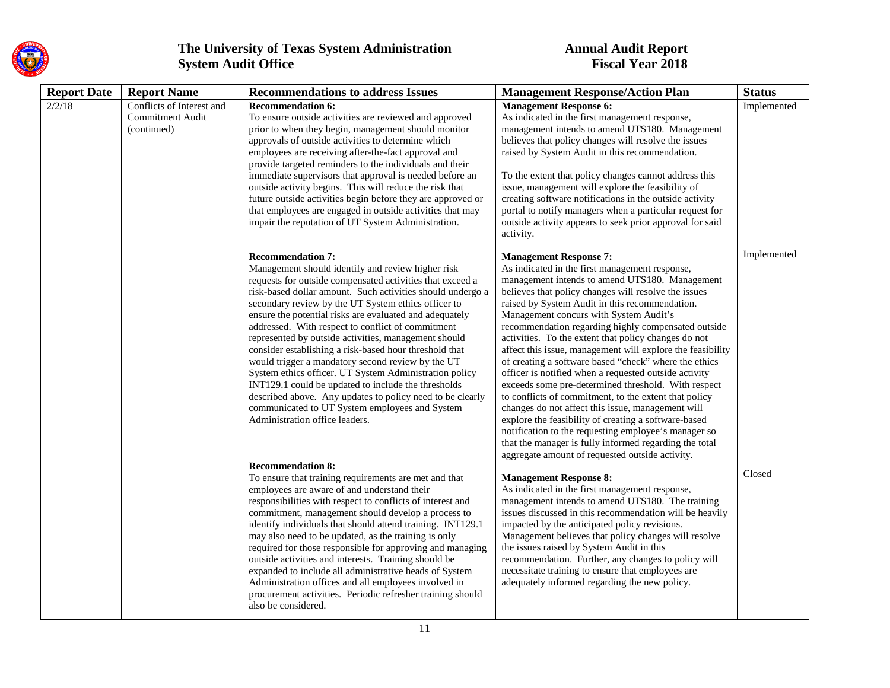| Report Date | Report Name | Recommendations to address Issues | Management Response/Action Plan | Status |
|---|---|---|---|---|
| 2/2/18 | Conflicts of Interest and Commitment Audit (continued) | **Recommendation 6:** To ensure outside activities are reviewed and approved prior to when they begin, management should monitor approvals of outside activities to determine which employees are receiving after-the-fact approval and provide targeted reminders to the individuals and their immediate supervisors that approval is needed before an outside activity begins. This will reduce the risk that future outside activities begin before they are approved or that employees are engaged in outside activities that may impair the reputation of UT System Administration. | **Management Response 6:** As indicated in the first management response, management intends to amend UTS180. Management believes that policy changes will resolve the issues raised by System Audit in this recommendation. To the extent that policy changes cannot address this issue, management will explore the feasibility of creating software notifications in the outside activity portal to notify managers when a particular request for outside activity appears to seek prior approval for said activity. | Implemented |
| | | **Recommendation 7:** Management should identify and review higher risk requests for outside compensated activities that exceed a risk-based dollar amount. Such activities should undergo a secondary review by the UT System ethics officer to ensure the potential risks are evaluated and adequately addressed. With respect to conflict of commitment represented by outside activities, management should consider establishing a risk-based hour threshold that would trigger a mandatory second review by the UT System ethics officer. UT System Administration policy INT129.1 could be updated to include the thresholds described above. Any updates to policy need to be clearly communicated to UT System employees and System Administration office leaders. | **Management Response 7:** As indicated in the first management response, management intends to amend UTS180. Management believes that policy changes will resolve the issues raised by System Audit in this recommendation. Management concurs with System Audit's recommendation regarding highly compensated outside activities. To the extent that policy changes do not affect this issue, management will explore the feasibility of creating a software based "check" where the ethics officer is notified when a requested outside activity exceeds some pre-determined threshold. With respect to conflicts of commitment, to the extent that policy changes do not affect this issue, management will explore the feasibility of creating a software-based notification to the requesting employee's manager so that the manager is fully informed regarding the total aggregate amount of requested outside activity. | Implemented |
| | | **Recommendation 8:** To ensure that training requirements are met and that employees are aware of and understand their responsibilities with respect to conflicts of interest and commitment, management should develop a process to identify individuals that should attend training. INT129.1 may also need to be updated, as the training is only required for those responsible for approving and managing outside activities and interests. Training should be expanded to include all administrative heads of System Administration offices and all employees involved in procurement activities. Periodic refresher training should also be considered. | **Management Response 8:** As indicated in the first management response, management intends to amend UTS180. The training issues discussed in this recommendation will be heavily impacted by the anticipated policy revisions. Management believes that policy changes will resolve the issues raised by System Audit in this recommendation. Further, any changes to policy will necessitate training to ensure that employees are adequately informed regarding the new policy. | Closed |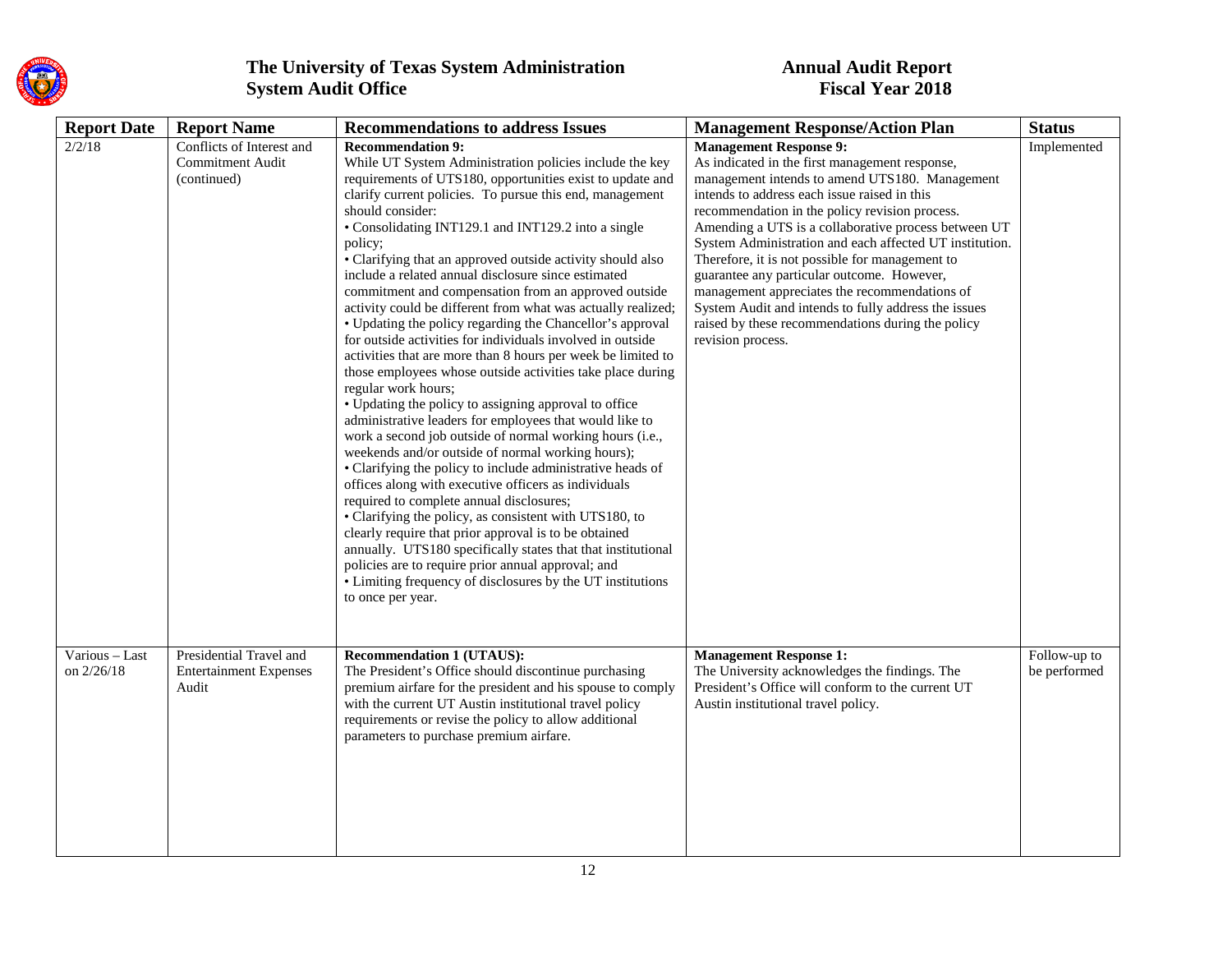| Report Date | Report Name | Recommendations to address Issues | Management Response/Action Plan | Status |
|---|---|---|---|---|
| 2/2/18 | Conflicts of Interest and Commitment Audit (continued) | **Recommendation 9:**<br>While UT System Administration policies include the key requirements of UTS180, opportunities exist to update and clarify current policies. To pursue this end, management should consider:<br>• Consolidating INT129.1 and INT129.2 into a single policy;<br>• Clarifying that an approved outside activity should also include a related annual disclosure since estimated commitment and compensation from an approved outside activity could be different from what was actually realized;<br>• Updating the policy regarding the Chancellor's approval for outside activities for individuals involved in outside activities that are more than 8 hours per week be limited to those employees whose outside activities take place during regular work hours;<br>• Updating the policy to assigning approval to office administrative leaders for employees that would like to work a second job outside of normal working hours (i.e., weekends and/or outside of normal working hours);<br>• Clarifying the policy to include administrative heads of offices along with executive officers as individuals required to complete annual disclosures;<br>• Clarifying the policy, as consistent with UTS180, to clearly require that prior approval is to be obtained annually. UTS180 specifically states that that institutional policies are to require prior annual approval; and<br>• Limiting frequency of disclosures by the UT institutions to once per year. | **Management Response 9:**<br>As indicated in the first management response, management intends to amend UTS180. Management intends to address each issue raised in this recommendation in the policy revision process. Amending a UTS is a collaborative process between UT System Administration and each affected UT institution. Therefore, it is not possible for management to guarantee any particular outcome. However, management appreciates the recommendations of System Audit and intends to fully address the issues raised by these recommendations during the policy revision process. | Implemented |
| Various – Last on 2/26/18 | Presidential Travel and Entertainment Expenses Audit | **Recommendation 1 (UTAUS):**<br>The President's Office should discontinue purchasing premium airfare for the president and his spouse to comply with the current UT Austin institutional travel policy requirements or revise the policy to allow additional parameters to purchase premium airfare. | **Management Response 1:**<br>The University acknowledges the findings. The President's Office will conform to the current UT Austin institutional travel policy. | Follow-up to be performed |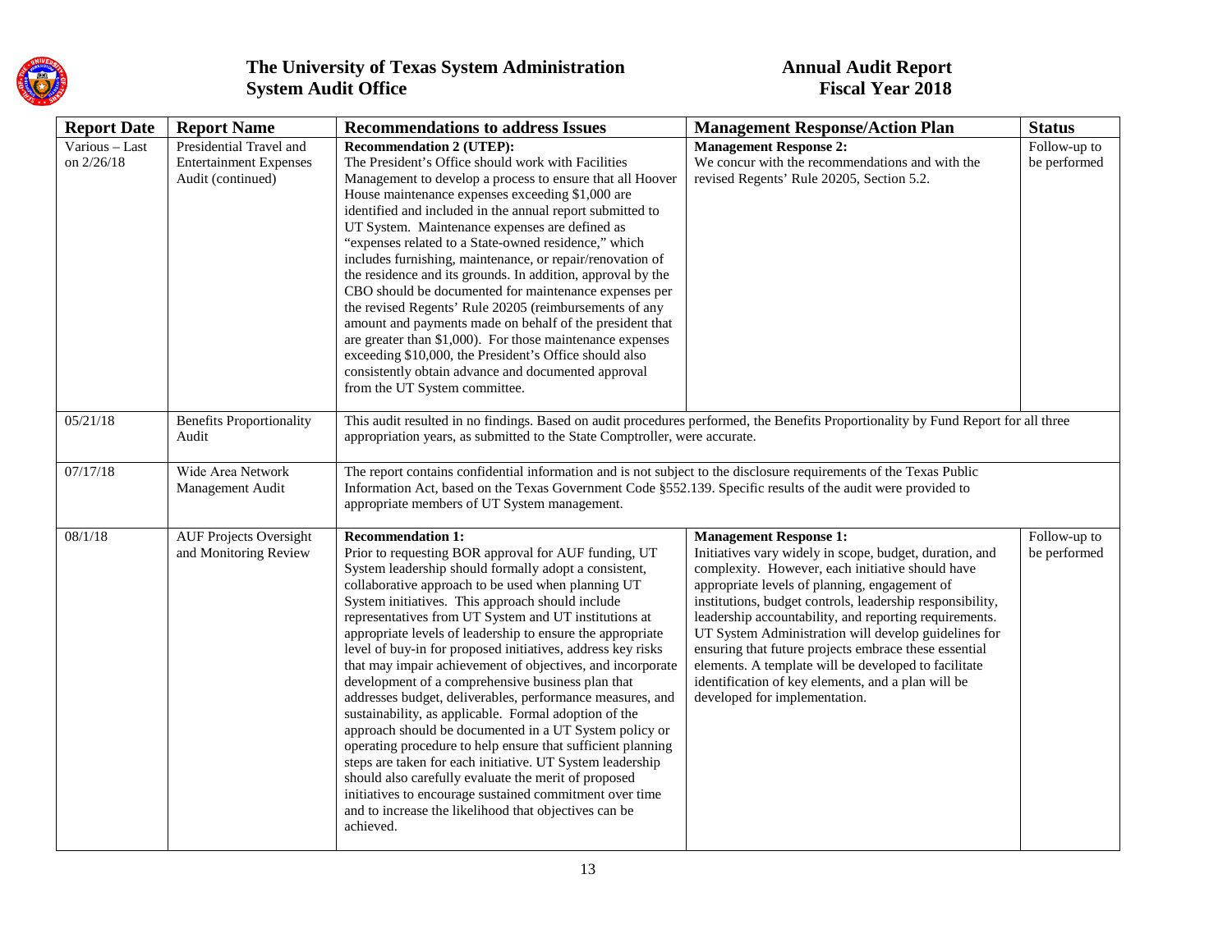| Report Date | Report Name | Recommendations to address Issues | Management Response/Action Plan | Status |
|---|---|---|---|---|
| Various – Last on 2/26/18 | Presidential Travel and Entertainment Expenses Audit (continued) | **Recommendation 2 (UTEP):** The President's Office should work with Facilities Management to develop a process to ensure that all Hoover House maintenance expenses exceeding $1,000 are identified and included in the annual report submitted to UT System. Maintenance expenses are defined as "expenses related to a State-owned residence," which includes furnishing, maintenance, or repair/renovation of the residence and its grounds. In addition, approval by the CBO should be documented for maintenance expenses per the revised Regents' Rule 20205 (reimbursements of any amount and payments made on behalf of the president that are greater than $1,000). For those maintenance expenses exceeding $10,000, the President's Office should also consistently obtain advance and documented approval from the UT System committee. | **Management Response 2:** We concur with the recommendations and with the revised Regents' Rule 20205, Section 5.2. | Follow-up to be performed |
| 05/21/18 | Benefits Proportionality Audit | This audit resulted in no findings. Based on audit procedures performed, the Benefits Proportionality by Fund Report for all three appropriation years, as submitted to the State Comptroller, were accurate. | | |
| 07/17/18 | Wide Area Network Management Audit | The report contains confidential information and is not subject to the disclosure requirements of the Texas Public Information Act, based on the Texas Government Code §552.139. Specific results of the audit were provided to appropriate members of UT System management. | | |
| 08/1/18 | AUF Projects Oversight and Monitoring Review | **Recommendation 1:** Prior to requesting BOR approval for AUF funding, UT System leadership should formally adopt a consistent, collaborative approach to be used when planning UT System initiatives. This approach should include representatives from UT System and UT institutions at appropriate levels of leadership to ensure the appropriate level of buy-in for proposed initiatives, address key risks that may impair achievement of objectives, and incorporate development of a comprehensive business plan that addresses budget, deliverables, performance measures, and sustainability, as applicable. Formal adoption of the approach should be documented in a UT System policy or operating procedure to help ensure that sufficient planning steps are taken for each initiative. UT System leadership should also carefully evaluate the merit of proposed initiatives to encourage sustained commitment over time and to increase the likelihood that objectives can be achieved. | **Management Response 1:** Initiatives vary widely in scope, budget, duration, and complexity. However, each initiative should have appropriate levels of planning, engagement of institutions, budget controls, leadership responsibility, leadership accountability, and reporting requirements. UT System Administration will develop guidelines for ensuring that future projects embrace these essential elements. A template will be developed to facilitate identification of key elements, and a plan will be developed for implementation. | Follow-up to be performed |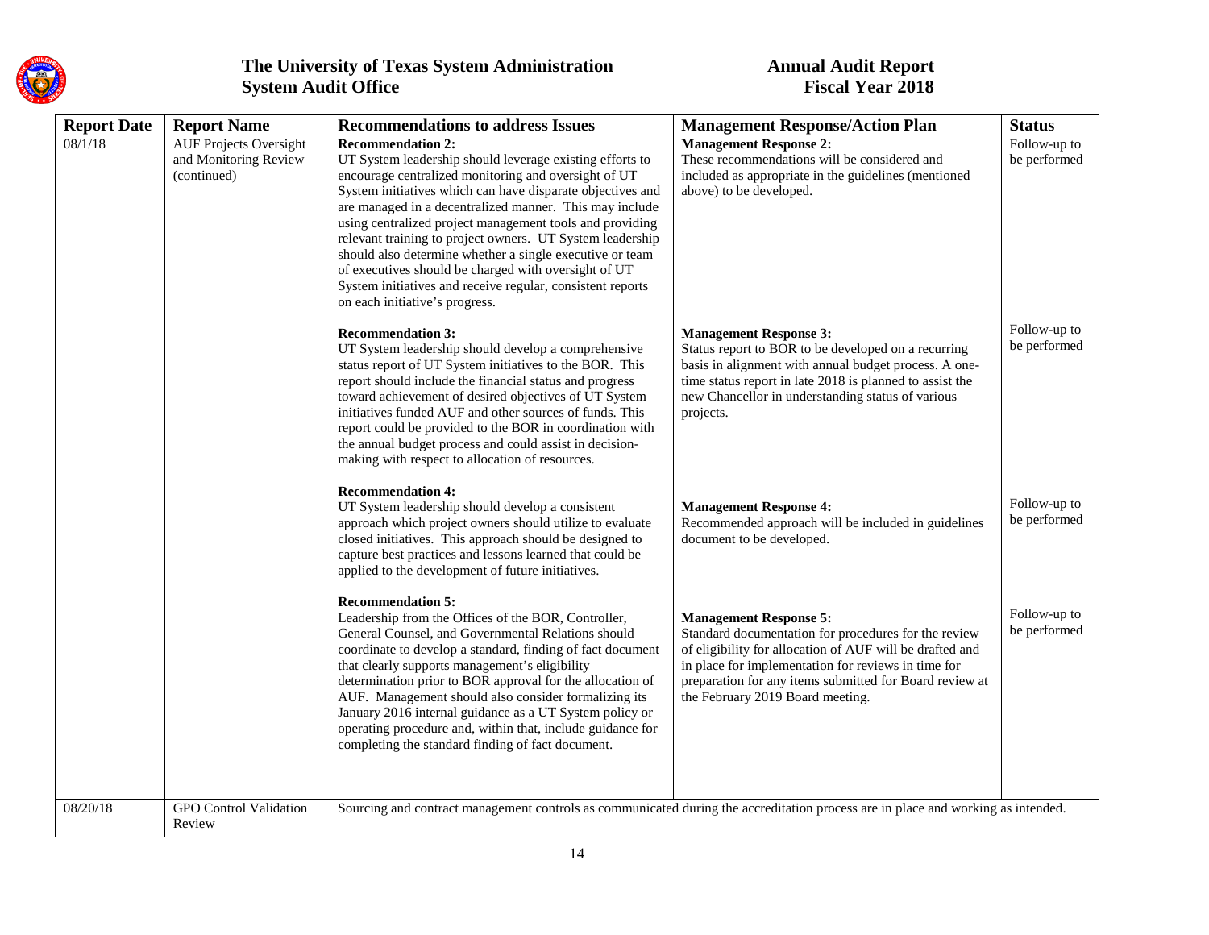| Report Date | Report Name | Recommendations to address Issues | Management Response/Action Plan | Status |
|---|---|---|---|---|
| 08/1/18 | AUF Projects Oversight and Monitoring Review (continued) | **Recommendation 2:** UT System leadership should leverage existing efforts to encourage centralized monitoring and oversight of UT System initiatives which can have disparate objectives and are managed in a decentralized manner. This may include using centralized project management tools and providing relevant training to project owners. UT System leadership should also determine whether a single executive or team of executives should be charged with oversight of UT System initiatives and receive regular, consistent reports on each initiative's progress. | **Management Response 2:** These recommendations will be considered and included as appropriate in the guidelines (mentioned above) to be developed. | Follow-up to be performed |
| | | **Recommendation 3:** UT System leadership should develop a comprehensive status report of UT System initiatives to the BOR. This report should include the financial status and progress toward achievement of desired objectives of UT System initiatives funded AUF and other sources of funds. This report could be provided to the BOR in coordination with the annual budget process and could assist in decision-making with respect to allocation of resources. | **Management Response 3:** Status report to BOR to be developed on a recurring basis in alignment with annual budget process. A one-time status report in late 2018 is planned to assist the new Chancellor in understanding status of various projects. | Follow-up to be performed |
| | | **Recommendation 4:** UT System leadership should develop a consistent approach which project owners should utilize to evaluate closed initiatives. This approach should be designed to capture best practices and lessons learned that could be applied to the development of future initiatives. | **Management Response 4:** Recommended approach will be included in guidelines document to be developed. | Follow-up to be performed |
| | | **Recommendation 5:** Leadership from the Offices of the BOR, Controller, General Counsel, and Governmental Relations should coordinate to develop a standard, finding of fact document that clearly supports management's eligibility determination prior to BOR approval for the allocation of AUF. Management should also consider formalizing its January 2016 internal guidance as a UT System policy or operating procedure and, within that, include guidance for completing the standard finding of fact document. | **Management Response 5:** Standard documentation for procedures for the review of eligibility for allocation of AUF will be drafted and in place for implementation for reviews in time for preparation for any items submitted for Board review at the February 2019 Board meeting. | Follow-up to be performed |
| 08/20/18 | GPO Control Validation Review | Sourcing and contract management controls as communicated during the accreditation process are in place and working as intended. | | |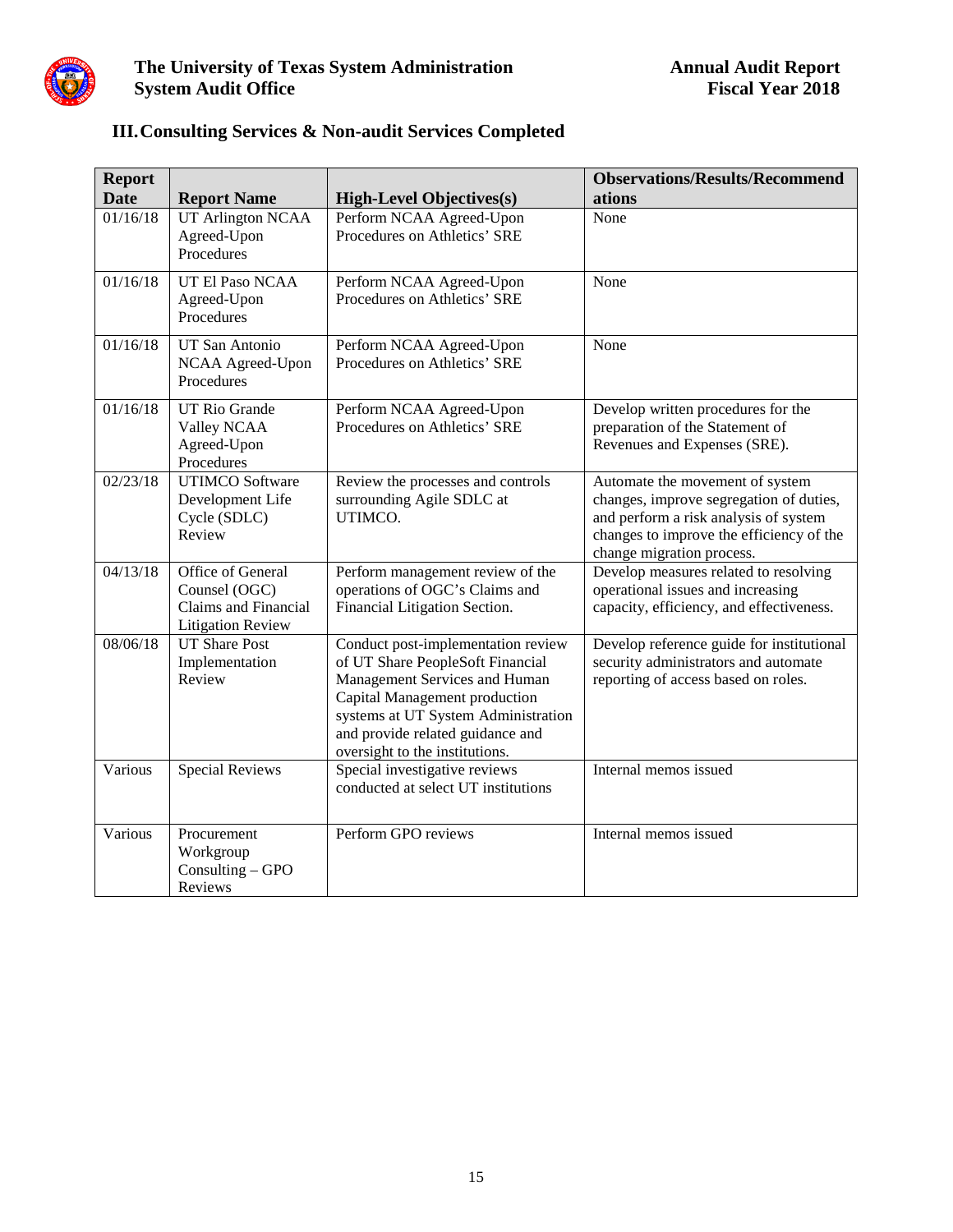## III. Consulting Services & Non-audit Services Completed

| Report Date | Report Name | High-Level Objectives(s) | Observations/Results/Recommendations |
|---|---|---|---|
| 01/16/18 | UT Arlington NCAA Agreed-Upon Procedures | Perform NCAA Agreed-Upon Procedures on Athletics' SRE | None |
| 01/16/18 | UT El Paso NCAA Agreed-Upon Procedures | Perform NCAA Agreed-Upon Procedures on Athletics' SRE | None |
| 01/16/18 | UT San Antonio NCAA Agreed-Upon Procedures | Perform NCAA Agreed-Upon Procedures on Athletics' SRE | None |
| 01/16/18 | UT Rio Grande Valley NCAA Agreed-Upon Procedures | Perform NCAA Agreed-Upon Procedures on Athletics' SRE | Develop written procedures for the preparation of the Statement of Revenues and Expenses (SRE). |
| 02/23/18 | UTIMCO Software Development Life Cycle (SDLC) Review | Review the processes and controls surrounding Agile SDLC at UTIMCO. | Automate the movement of system changes, improve segregation of duties, and perform a risk analysis of system changes to improve the efficiency of the change migration process. |
| 04/13/18 | Office of General Counsel (OGC) Claims and Financial Litigation Review | Perform management review of the operations of OGC's Claims and Financial Litigation Section. | Develop measures related to resolving operational issues and increasing capacity, efficiency, and effectiveness. |
| 08/06/18 | UT Share Post Implementation Review | Conduct post-implementation review of UT Share PeopleSoft Financial Management Services and Human Capital Management production systems at UT System Administration and provide related guidance and oversight to the institutions. | Develop reference guide for institutional security administrators and automate reporting of access based on roles. |
| Various | Special Reviews | Special investigative reviews conducted at select UT institutions | Internal memos issued |
| Various | Procurement Workgroup Consulting – GPO Reviews | Perform GPO reviews | Internal memos issued |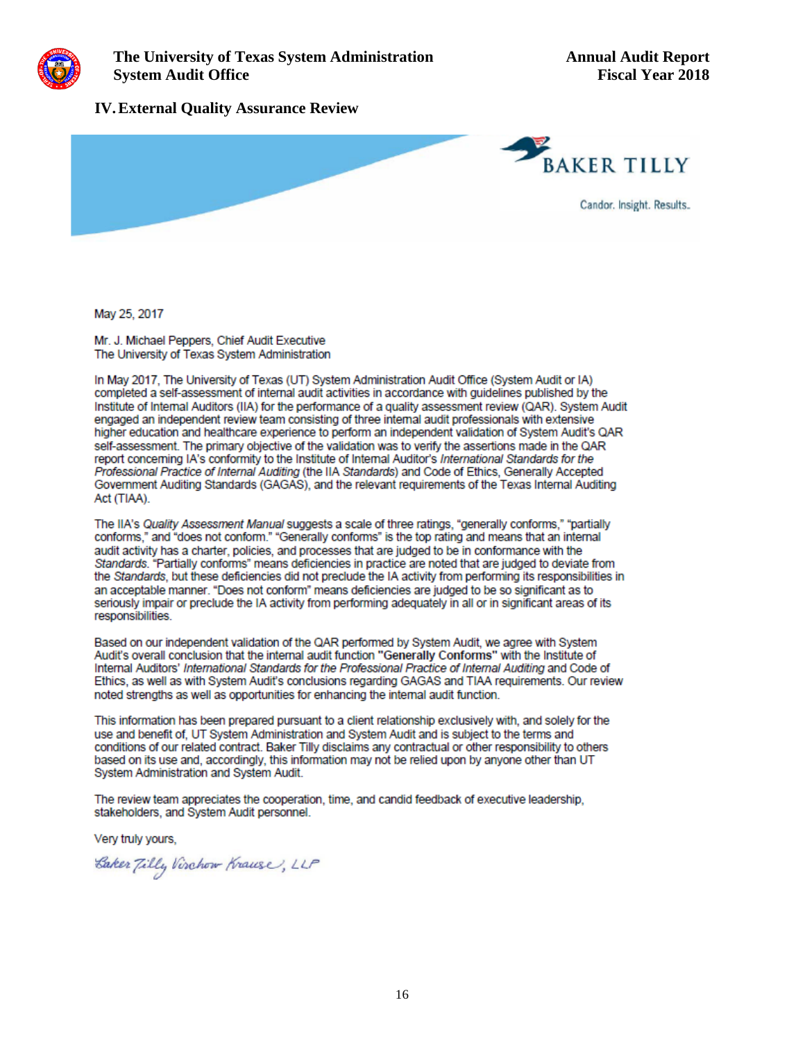## IV. External Quality Assurance Review

BAKER TILLY

Candor. Insight. Results.

May 25, 2017

Mr. J. Michael Peppers, Chief Audit Executive
The University of Texas System Administration

In May 2017, The University of Texas (UT) System Administration Audit Office (System Audit or IA) completed a self-assessment of internal audit activities in accordance with guidelines published by the Institute of Internal Auditors (IIA) for the performance of a quality assessment review (QAR). System Audit engaged an independent review team consisting of three internal audit professionals with extensive higher education and healthcare experience to perform an independent validation of System Audit's QAR self-assessment. The primary objective of the validation was to verify the assertions made in the QAR report concerning IA's conformity to the Institute of Internal Auditor's *International Standards for the Professional Practice of Internal Auditing* (the IIA *Standards*) and Code of Ethics, Generally Accepted Government Auditing Standards (GAGAS), and the relevant requirements of the Texas Internal Auditing Act (TIAA).

The IIA's *Quality Assessment Manual* suggests a scale of three ratings, "generally conforms," "partially conforms," and "does not conform." "Generally conforms" is the top rating and means that an internal audit activity has a charter, policies, and processes that are judged to be in conformance with the *Standards*. "Partially conforms" means deficiencies in practice are noted that are judged to deviate from the *Standards*, but these deficiencies did not preclude the IA activity from performing its responsibilities in an acceptable manner. "Does not conform" means deficiencies are judged to be so significant as to seriously impair or preclude the IA activity from performing adequately in all or in significant areas of its responsibilities.

Based on our independent validation of the QAR performed by System Audit, we agree with System Audit's overall conclusion that the internal audit function **"Generally Conforms"** with the Institute of Internal Auditors' *International Standards for the Professional Practice of Internal Auditing* and Code of Ethics, as well as with System Audit's conclusions regarding GAGAS and TIAA requirements. Our review noted strengths as well as opportunities for enhancing the internal audit function.

This information has been prepared pursuant to a client relationship exclusively with, and solely for the use and benefit of, UT System Administration and System Audit and is subject to the terms and conditions of our related contract. Baker Tilly disclaims any contractual or other responsibility to others based on its use and, accordingly, this information may not be relied upon by anyone other than UT System Administration and System Audit.

The review team appreciates the cooperation, time, and candid feedback of executive leadership, stakeholders, and System Audit personnel.

Very truly yours,

*Baker Tilly Virchow Krause, LLP*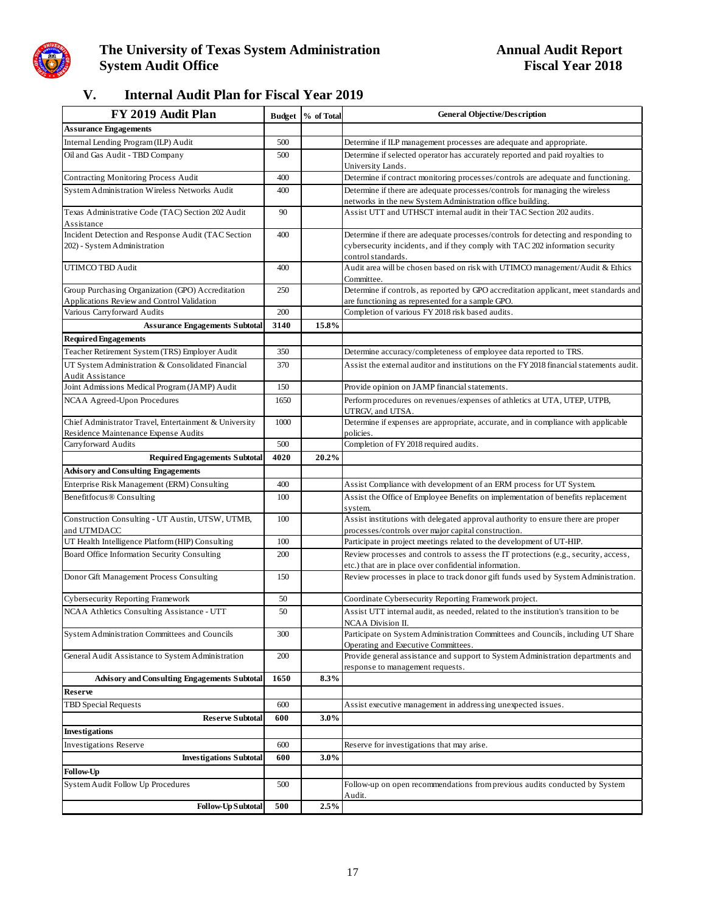## V. Internal Audit Plan for Fiscal Year 2019

| FY 2019 Audit Plan | Budget | % of Total | General Objective/Description |
|---|---|---|---|
| **Assurance Engagements** | | | |
| Internal Lending Program (ILP) Audit | 500 | | Determine if ILP management processes are adequate and appropriate. |
| Oil and Gas Audit - TBD Company | 500 | | Determine if selected operator has accurately reported and paid royalties to University Lands. |
| Contracting Monitoring Process Audit | 400 | | Determine if contract monitoring processes/controls are adequate and functioning. |
| System Administration Wireless Networks Audit | 400 | | Determine if there are adequate processes/controls for managing the wireless networks in the new System Administration office building. |
| Texas Administrative Code (TAC) Section 202 Audit Assistance | 90 | | Assist UTT and UTHSCT internal audit in their TAC Section 202 audits. |
| Incident Detection and Response Audit (TAC Section 202) - System Administration | 400 | | Determine if there are adequate processes/controls for detecting and responding to cybersecurity incidents, and if they comply with TAC 202 information security control standards. |
| UTIMCO TBD Audit | 400 | | Audit area will be chosen based on risk with UTIMCO management/Audit & Ethics Committee. |
| Group Purchasing Organization (GPO) Accreditation Applications Review and Control Validation | 250 | | Determine if controls, as reported by GPO accreditation applicant, meet standards and are functioning as represented for a sample GPO. |
| Various Carryforward Audits | 200 | | Completion of various FY 2018 risk based audits. |
| **Assurance Engagements Subtotal** | **3140** | **15.8%** | |
| **Required Engagements** | | | |
| Teacher Retirement System (TRS) Employer Audit | 350 | | Determine accuracy/completeness of employee data reported to TRS. |
| UT System Administration & Consolidated Financial Audit Assistance | 370 | | Assist the external auditor and institutions on the FY 2018 financial statements audit. |
| Joint Admissions Medical Program (JAMP) Audit | 150 | | Provide opinion on JAMP financial statements. |
| NCAA Agreed-Upon Procedures | 1650 | | Perform procedures on revenues/expenses of athletics at UTA, UTEP, UTPB, UTRGV, and UTSA. |
| Chief Administrator Travel, Entertainment & University Residence Maintenance Expense Audits | 1000 | | Determine if expenses are appropriate, accurate, and in compliance with applicable policies. |
| Carryforward Audits | 500 | | Completion of FY 2018 required audits. |
| **Required Engagements Subtotal** | **4020** | **20.2%** | |
| **Advisory and Consulting Engagements** | | | |
| Enterprise Risk Management (ERM) Consulting | 400 | | Assist Compliance with development of an ERM process for UT System. |
| Benefitfocus® Consulting | 100 | | Assist the Office of Employee Benefits on implementation of benefits replacement system. |
| Construction Consulting - UT Austin, UTSW, UTMB, and UTMDACC | 100 | | Assist institutions with delegated approval authority to ensure there are proper processes/controls over major capital construction. |
| UT Health Intelligence Platform (HIP) Consulting | 100 | | Participate in project meetings related to the development of UT-HIP. |
| Board Office Information Security Consulting | 200 | | Review processes and controls to assess the IT protections (e.g., security, access, etc.) that are in place over confidential information. |
| Donor Gift Management Process Consulting | 150 | | Review processes in place to track donor gift funds used by System Administration. |
| Cybersecurity Reporting Framework | 50 | | Coordinate Cybersecurity Reporting Framework project. |
| NCAA Athletics Consulting Assistance - UTT | 50 | | Assist UTT internal audit, as needed, related to the institution's transition to be NCAA Division II. |
| System Administration Committees and Councils | 300 | | Participate on System Administration Committees and Councils, including UT Share Operating and Executive Committees. |
| General Audit Assistance to System Administration | 200 | | Provide general assistance and support to System Administration departments and response to management requests. |
| **Advisory and Consulting Engagements Subtotal** | **1650** | **8.3%** | |
| **Reserve** | | | |
| TBD Special Requests | 600 | | Assist executive management in addressing unexpected issues. |
| **Reserve Subtotal** | **600** | **3.0%** | |
| **Investigations** | | | |
| Investigations Reserve | 600 | | Reserve for investigations that may arise. |
| **Investigations Subtotal** | **600** | **3.0%** | |
| **Follow-Up** | | | |
| System Audit Follow Up Procedures | 500 | | Follow-up on open recommendations from previous audits conducted by System Audit. |
| **Follow-Up Subtotal** | **500** | **2.5%** | |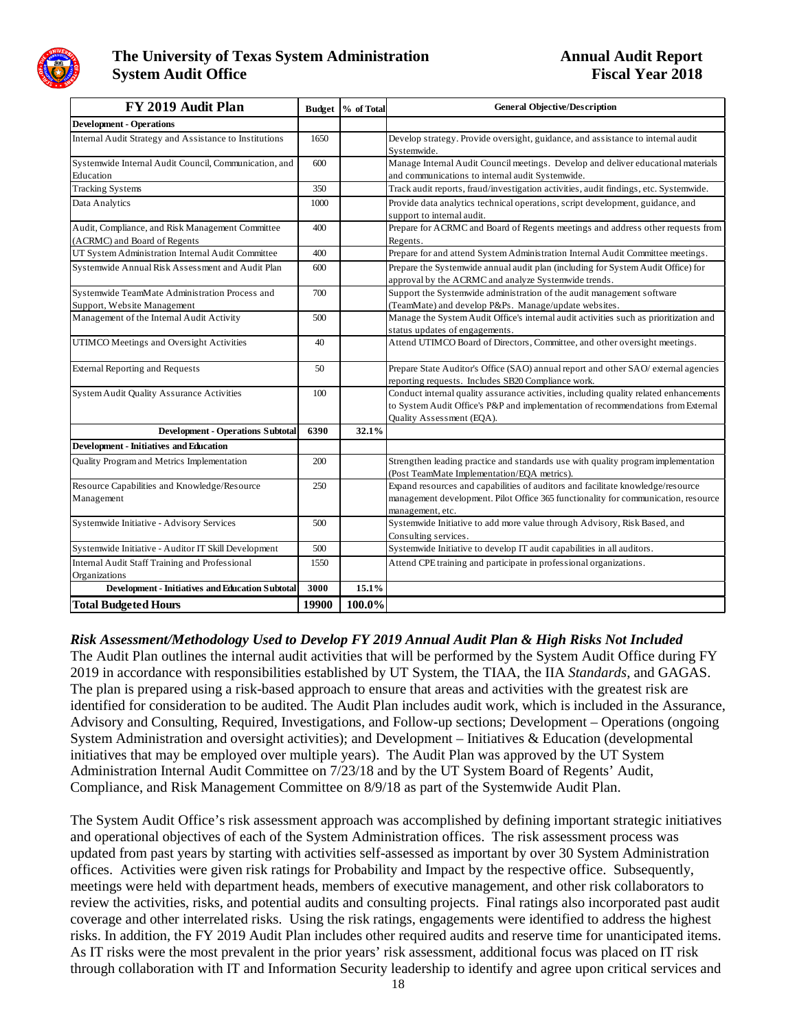| FY 2019 Audit Plan | Budget | % of Total | General Objective/Description |
|---|---|---|---|
| **Development - Operations** | | | |
| Internal Audit Strategy and Assistance to Institutions | 1650 | | Develop strategy. Provide oversight, guidance, and assistance to internal audit Systemwide. |
| Systemwide Internal Audit Council, Communication, and Education | 600 | | Manage Internal Audit Council meetings. Develop and deliver educational materials and communications to internal audit Systemwide. |
| Tracking Systems | 350 | | Track audit reports, fraud/investigation activities, audit findings, etc. Systemwide. |
| Data Analytics | 1000 | | Provide data analytics technical operations, script development, guidance, and support to internal audit. |
| Audit, Compliance, and Risk Management Committee (ACRMC) and Board of Regents | 400 | | Prepare for ACRMC and Board of Regents meetings and address other requests from Regents. |
| UT System Administration Internal Audit Committee | 400 | | Prepare for and attend System Administration Internal Audit Committee meetings. |
| Systemwide Annual Risk Assessment and Audit Plan | 600 | | Prepare the Systemwide annual audit plan (including for System Audit Office) for approval by the ACRMC and analyze Systemwide trends. |
| Systemwide TeamMate Administration Process and Support, Website Management | 700 | | Support the Systemwide administration of the audit management software (TeamMate) and develop P&Ps. Manage/update websites. |
| Management of the Internal Audit Activity | 500 | | Manage the System Audit Office's internal audit activities such as prioritization and status updates of engagements. |
| UTIMCO Meetings and Oversight Activities | 40 | | Attend UTIMCO Board of Directors, Committee, and other oversight meetings. |
| External Reporting and Requests | 50 | | Prepare State Auditor's Office (SAO) annual report and other SAO/ external agencies reporting requests. Includes SB20 Compliance work. |
| System Audit Quality Assurance Activities | 100 | | Conduct internal quality assurance activities, including quality related enhancements to System Audit Office's P&P and implementation of recommendations from External Quality Assessment (EQA). |
| **Development - Operations Subtotal** | **6390** | **32.1%** | |
| **Development - Initiatives and Education** | | | |
| Quality Program and Metrics Implementation | 200 | | Strengthen leading practice and standards use with quality program implementation (Post TeamMate Implementation/EQA metrics). |
| Resource Capabilities and Knowledge/Resource Management | 250 | | Expand resources and capabilities of auditors and facilitate knowledge/resource management development. Pilot Office 365 functionality for communication, resource management, etc. |
| Systemwide Initiative - Advisory Services | 500 | | Systemwide Initiative to add more value through Advisory, Risk Based, and Consulting services. |
| Systemwide Initiative - Auditor IT Skill Development | 500 | | Systemwide Initiative to develop IT audit capabilities in all auditors. |
| Internal Audit Staff Training and Professional Organizations | 1550 | | Attend CPE training and participate in professional organizations. |
| **Development - Initiatives and Education Subtotal** | **3000** | **15.1%** | |
| **Total Budgeted Hours** | **19900** | **100.0%** | |

### *Risk Assessment/Methodology Used to Develop FY 2019 Annual Audit Plan & High Risks Not Included*

The Audit Plan outlines the internal audit activities that will be performed by the System Audit Office during FY 2019 in accordance with responsibilities established by UT System, the TIAA, the IIA *Standards*, and GAGAS. The plan is prepared using a risk-based approach to ensure that areas and activities with the greatest risk are identified for consideration to be audited. The Audit Plan includes audit work, which is included in the Assurance, Advisory and Consulting, Required, Investigations, and Follow-up sections; Development – Operations (ongoing System Administration and oversight activities); and Development – Initiatives & Education (developmental initiatives that may be employed over multiple years). The Audit Plan was approved by the UT System Administration Internal Audit Committee on 7/23/18 and by the UT System Board of Regents' Audit, Compliance, and Risk Management Committee on 8/9/18 as part of the Systemwide Audit Plan.

The System Audit Office's risk assessment approach was accomplished by defining important strategic initiatives and operational objectives of each of the System Administration offices. The risk assessment process was updated from past years by starting with activities self-assessed as important by over 30 System Administration offices. Activities were given risk ratings for Probability and Impact by the respective office. Subsequently, meetings were held with department heads, members of executive management, and other risk collaborators to review the activities, risks, and potential audits and consulting projects. Final ratings also incorporated past audit coverage and other interrelated risks. Using the risk ratings, engagements were identified to address the highest risks. In addition, the FY 2019 Audit Plan includes other required audits and reserve time for unanticipated items. As IT risks were the most prevalent in the prior years' risk assessment, additional focus was placed on IT risk through collaboration with IT and Information Security leadership to identify and agree upon critical services and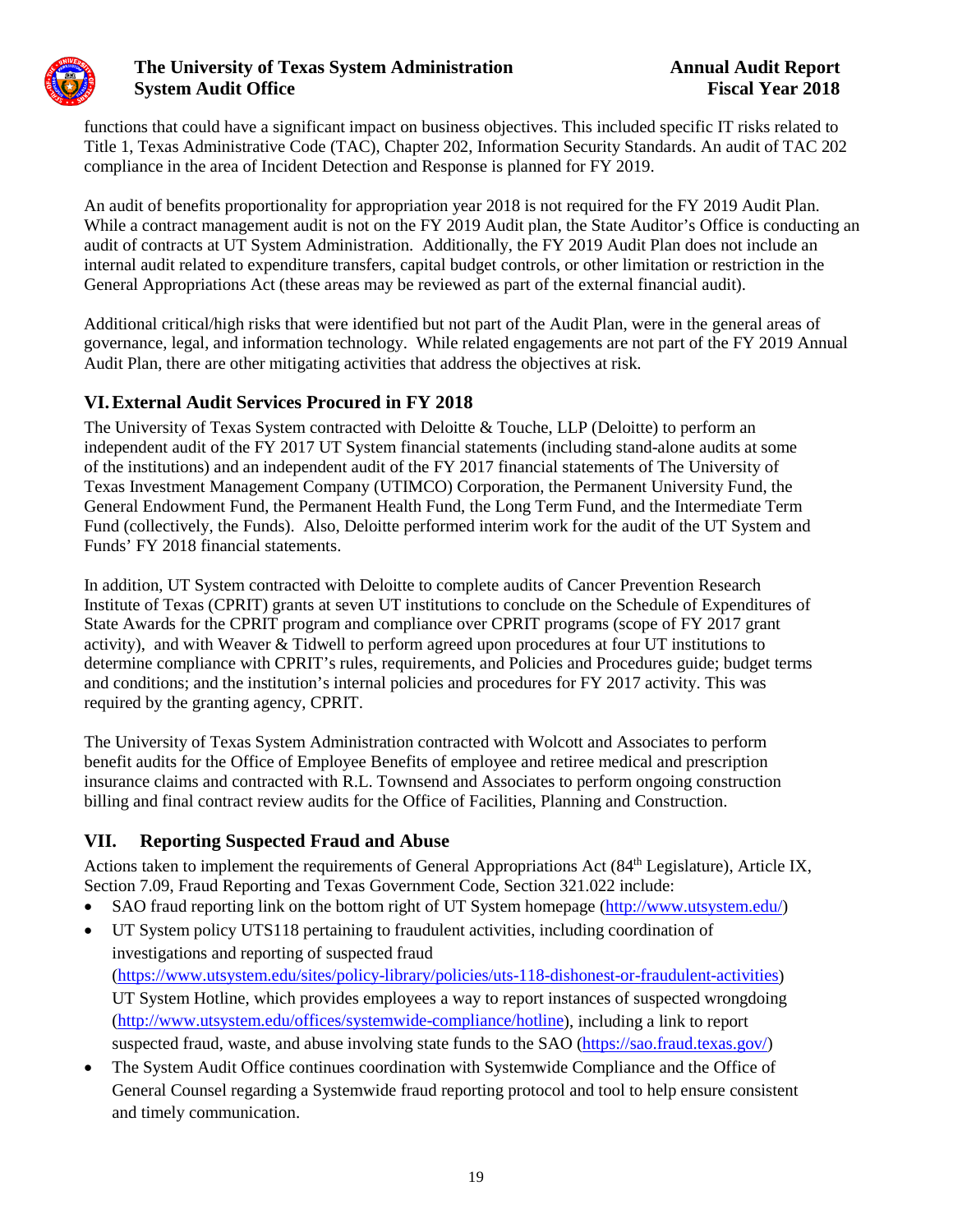functions that could have a significant impact on business objectives. This included specific IT risks related to Title 1, Texas Administrative Code (TAC), Chapter 202, Information Security Standards. An audit of TAC 202 compliance in the area of Incident Detection and Response is planned for FY 2019.

An audit of benefits proportionality for appropriation year 2018 is not required for the FY 2019 Audit Plan. While a contract management audit is not on the FY 2019 Audit plan, the State Auditor's Office is conducting an audit of contracts at UT System Administration. Additionally, the FY 2019 Audit Plan does not include an internal audit related to expenditure transfers, capital budget controls, or other limitation or restriction in the General Appropriations Act (these areas may be reviewed as part of the external financial audit).

Additional critical/high risks that were identified but not part of the Audit Plan, were in the general areas of governance, legal, and information technology. While related engagements are not part of the FY 2019 Annual Audit Plan, there are other mitigating activities that address the objectives at risk.

## VI. External Audit Services Procured in FY 2018

The University of Texas System contracted with Deloitte & Touche, LLP (Deloitte) to perform an independent audit of the FY 2017 UT System financial statements (including stand-alone audits at some of the institutions) and an independent audit of the FY 2017 financial statements of The University of Texas Investment Management Company (UTIMCO) Corporation, the Permanent University Fund, the General Endowment Fund, the Permanent Health Fund, the Long Term Fund, and the Intermediate Term Fund (collectively, the Funds). Also, Deloitte performed interim work for the audit of the UT System and Funds' FY 2018 financial statements.

In addition, UT System contracted with Deloitte to complete audits of Cancer Prevention Research Institute of Texas (CPRIT) grants at seven UT institutions to conclude on the Schedule of Expenditures of State Awards for the CPRIT program and compliance over CPRIT programs (scope of FY 2017 grant activity), and with Weaver & Tidwell to perform agreed upon procedures at four UT institutions to determine compliance with CPRIT's rules, requirements, and Policies and Procedures guide; budget terms and conditions; and the institution's internal policies and procedures for FY 2017 activity. This was required by the granting agency, CPRIT.

The University of Texas System Administration contracted with Wolcott and Associates to perform benefit audits for the Office of Employee Benefits of employee and retiree medical and prescription insurance claims and contracted with R.L. Townsend and Associates to perform ongoing construction billing and final contract review audits for the Office of Facilities, Planning and Construction.

## VII. Reporting Suspected Fraud and Abuse

Actions taken to implement the requirements of General Appropriations Act (84th Legislature), Article IX, Section 7.09, Fraud Reporting and Texas Government Code, Section 321.022 include:

- SAO fraud reporting link on the bottom right of UT System homepage (http://www.utsystem.edu/)
- UT System policy UTS118 pertaining to fraudulent activities, including coordination of investigations and reporting of suspected fraud (https://www.utsystem.edu/sites/policy-library/policies/uts-118-dishonest-or-fraudulent-activities) UT System Hotline, which provides employees a way to report instances of suspected wrongdoing (http://www.utsystem.edu/offices/systemwide-compliance/hotline), including a link to report suspected fraud, waste, and abuse involving state funds to the SAO (https://sao.fraud.texas.gov/)
- The System Audit Office continues coordination with Systemwide Compliance and the Office of General Counsel regarding a Systemwide fraud reporting protocol and tool to help ensure consistent and timely communication.